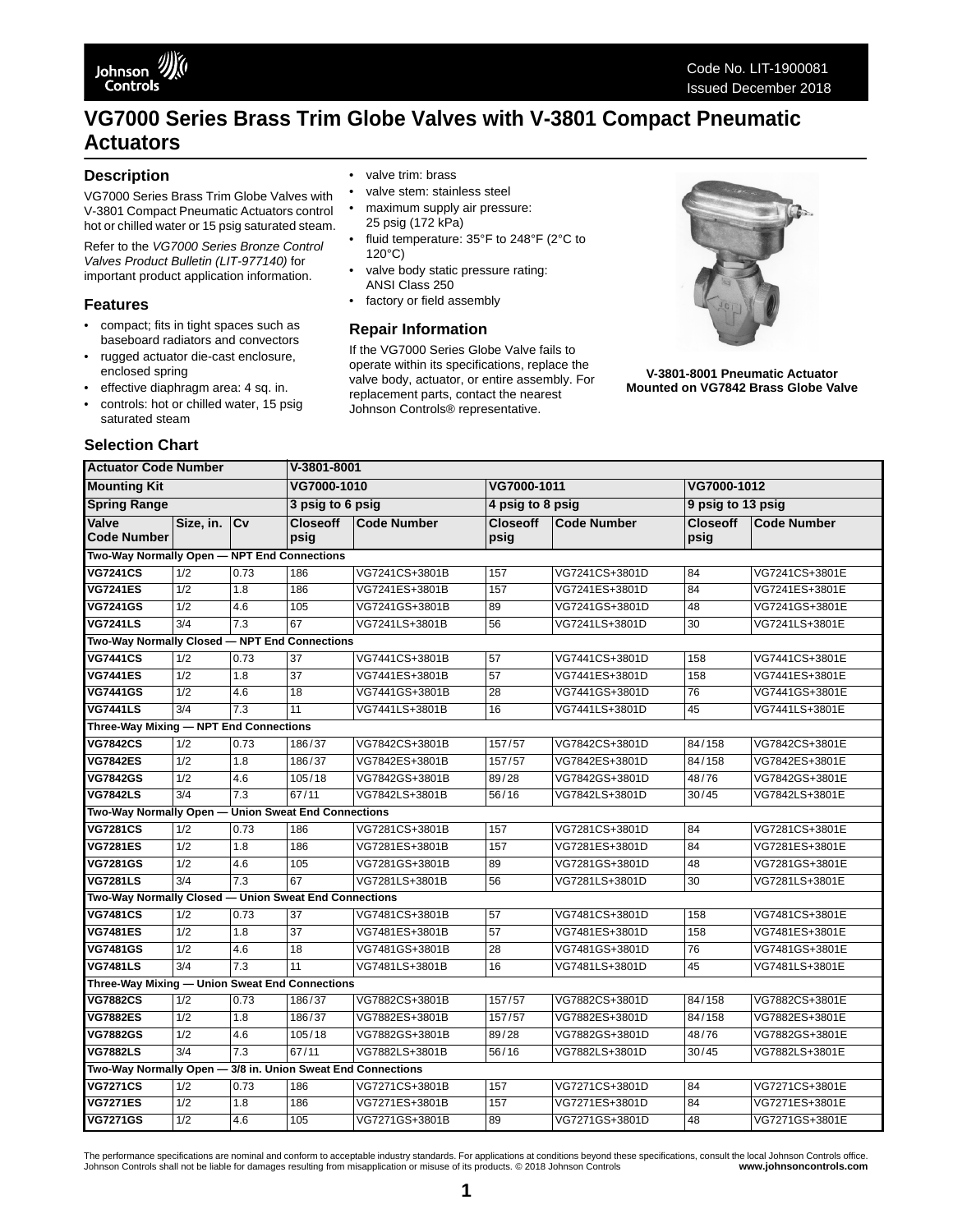Code No. LIT-1900081
Issued December 2018

# VG7000 Series Brass Trim Globe Valves with V-3801 Compact Pneumatic Actuators

## Description

VG7000 Series Brass Trim Globe Valves with V-3801 Compact Pneumatic Actuators control hot or chilled water or 15 psig saturated steam.

Refer to the *VG7000 Series Bronze Control Valves Product Bulletin (LIT-977140)* for important product application information.

## Features

- compact; fits in tight spaces such as baseboard radiators and convectors
- rugged actuator die-cast enclosure, enclosed spring
- effective diaphragm area: 4 sq. in.
- controls: hot or chilled water, 15 psig saturated steam
- valve trim: brass
- valve stem: stainless steel
- maximum supply air pressure: 25 psig (172 kPa)
- fluid temperature: 35°F to 248°F (2°C to 120°C)
- valve body static pressure rating: ANSI Class 250
- factory or field assembly

## Repair Information

If the VG7000 Series Globe Valve fails to operate within its specifications, replace the valve body, actuator, or entire assembly. For replacement parts, contact the nearest Johnson Controls® representative.

**V-3801-8001 Pneumatic Actuator Mounted on VG7842 Brass Globe Valve**

## Selection Chart

| Actuator Code Number | | | V-3801-8001 | | | | | |
|---|---|---|---|---|---|---|---|---|
| **Mounting Kit** | | | **VG7000-1010** | | **VG7000-1011** | | **VG7000-1012** | |
| **Spring Range** | | | **3 psig to 6 psig** | | **4 psig to 8 psig** | | **9 psig to 13 psig** | |
| **Valve Code Number** | **Size, in.** | **Cv** | **Closeoff psig** | **Code Number** | **Closeoff psig** | **Code Number** | **Closeoff psig** | **Code Number** |
| **Two-Way Normally Open — NPT End Connections** | | | | | | | | |
| **VG7241CS** | 1/2 | 0.73 | 186 | VG7241CS+3801B | 157 | VG7241CS+3801D | 84 | VG7241CS+3801E |
| **VG7241ES** | 1/2 | 1.8 | 186 | VG7241ES+3801B | 157 | VG7241ES+3801D | 84 | VG7241ES+3801E |
| **VG7241GS** | 1/2 | 4.6 | 105 | VG7241GS+3801B | 89 | VG7241GS+3801D | 48 | VG7241GS+3801E |
| **VG7241LS** | 3/4 | 7.3 | 67 | VG7241LS+3801B | 56 | VG7241LS+3801D | 30 | VG7241LS+3801E |
| **Two-Way Normally Closed — NPT End Connections** | | | | | | | | |
| **VG7441CS** | 1/2 | 0.73 | 37 | VG7441CS+3801B | 57 | VG7441CS+3801D | 158 | VG7441CS+3801E |
| **VG7441ES** | 1/2 | 1.8 | 37 | VG7441ES+3801B | 57 | VG7441ES+3801D | 158 | VG7441ES+3801E |
| **VG7441GS** | 1/2 | 4.6 | 18 | VG7441GS+3801B | 28 | VG7441GS+3801D | 76 | VG7441GS+3801E |
| **VG7441LS** | 3/4 | 7.3 | 11 | VG7441LS+3801B | 16 | VG7441LS+3801D | 45 | VG7441LS+3801E |
| **Three-Way Mixing — NPT End Connections** | | | | | | | | |
| **VG7842CS** | 1/2 | 0.73 | 186/37 | VG7842CS+3801B | 157/57 | VG7842CS+3801D | 84/158 | VG7842CS+3801E |
| **VG7842ES** | 1/2 | 1.8 | 186/37 | VG7842ES+3801B | 157/57 | VG7842ES+3801D | 84/158 | VG7842ES+3801E |
| **VG7842GS** | 1/2 | 4.6 | 105/18 | VG7842GS+3801B | 89/28 | VG7842GS+3801D | 48/76 | VG7842GS+3801E |
| **VG7842LS** | 3/4 | 7.3 | 67/11 | VG7842LS+3801B | 56/16 | VG7842LS+3801D | 30/45 | VG7842LS+3801E |
| **Two-Way Normally Open — Union Sweat End Connections** | | | | | | | | |
| **VG7281CS** | 1/2 | 0.73 | 186 | VG7281CS+3801B | 157 | VG7281CS+3801D | 84 | VG7281CS+3801E |
| **VG7281ES** | 1/2 | 1.8 | 186 | VG7281ES+3801B | 157 | VG7281ES+3801D | 84 | VG7281ES+3801E |
| **VG7281GS** | 1/2 | 4.6 | 105 | VG7281GS+3801B | 89 | VG7281GS+3801D | 48 | VG7281GS+3801E |
| **VG7281LS** | 3/4 | 7.3 | 67 | VG7281LS+3801B | 56 | VG7281LS+3801D | 30 | VG7281LS+3801E |
| **Two-Way Normally Closed — Union Sweat End Connections** | | | | | | | | |
| **VG7481CS** | 1/2 | 0.73 | 37 | VG7481CS+3801B | 57 | VG7481CS+3801D | 158 | VG7481CS+3801E |
| **VG7481ES** | 1/2 | 1.8 | 37 | VG7481ES+3801B | 57 | VG7481ES+3801D | 158 | VG7481ES+3801E |
| **VG7481GS** | 1/2 | 4.6 | 18 | VG7481GS+3801B | 28 | VG7481GS+3801D | 76 | VG7481GS+3801E |
| **VG7481LS** | 3/4 | 7.3 | 11 | VG7481LS+3801B | 16 | VG7481LS+3801D | 45 | VG7481LS+3801E |
| **Three-Way Mixing — Union Sweat End Connections** | | | | | | | | |
| **VG7882CS** | 1/2 | 0.73 | 186/37 | VG7882CS+3801B | 157/57 | VG7882CS+3801D | 84/158 | VG7882CS+3801E |
| **VG7882ES** | 1/2 | 1.8 | 186/37 | VG7882ES+3801B | 157/57 | VG7882ES+3801D | 84/158 | VG7882ES+3801E |
| **VG7882GS** | 1/2 | 4.6 | 105/18 | VG7882GS+3801B | 89/28 | VG7882GS+3801D | 48/76 | VG7882GS+3801E |
| **VG7882LS** | 3/4 | 7.3 | 67/11 | VG7882LS+3801B | 56/16 | VG7882LS+3801D | 30/45 | VG7882LS+3801E |
| **Two-Way Normally Open — 3/8 in. Union Sweat End Connections** | | | | | | | | |
| **VG7271CS** | 1/2 | 0.73 | 186 | VG7271CS+3801B | 157 | VG7271CS+3801D | 84 | VG7271CS+3801E |
| **VG7271ES** | 1/2 | 1.8 | 186 | VG7271ES+3801B | 157 | VG7271ES+3801D | 84 | VG7271ES+3801E |
| **VG7271GS** | 1/2 | 4.6 | 105 | VG7271GS+3801B | 89 | VG7271GS+3801D | 48 | VG7271GS+3801E |

The performance specifications are nominal and conform to acceptable industry standards. For applications at conditions beyond these specifications, consult the local Johnson Controls office. Johnson Controls shall not be liable for damages resulting from misapplication or misuse of its products. © 2018 Johnson Controls **www.johnsoncontrols.com**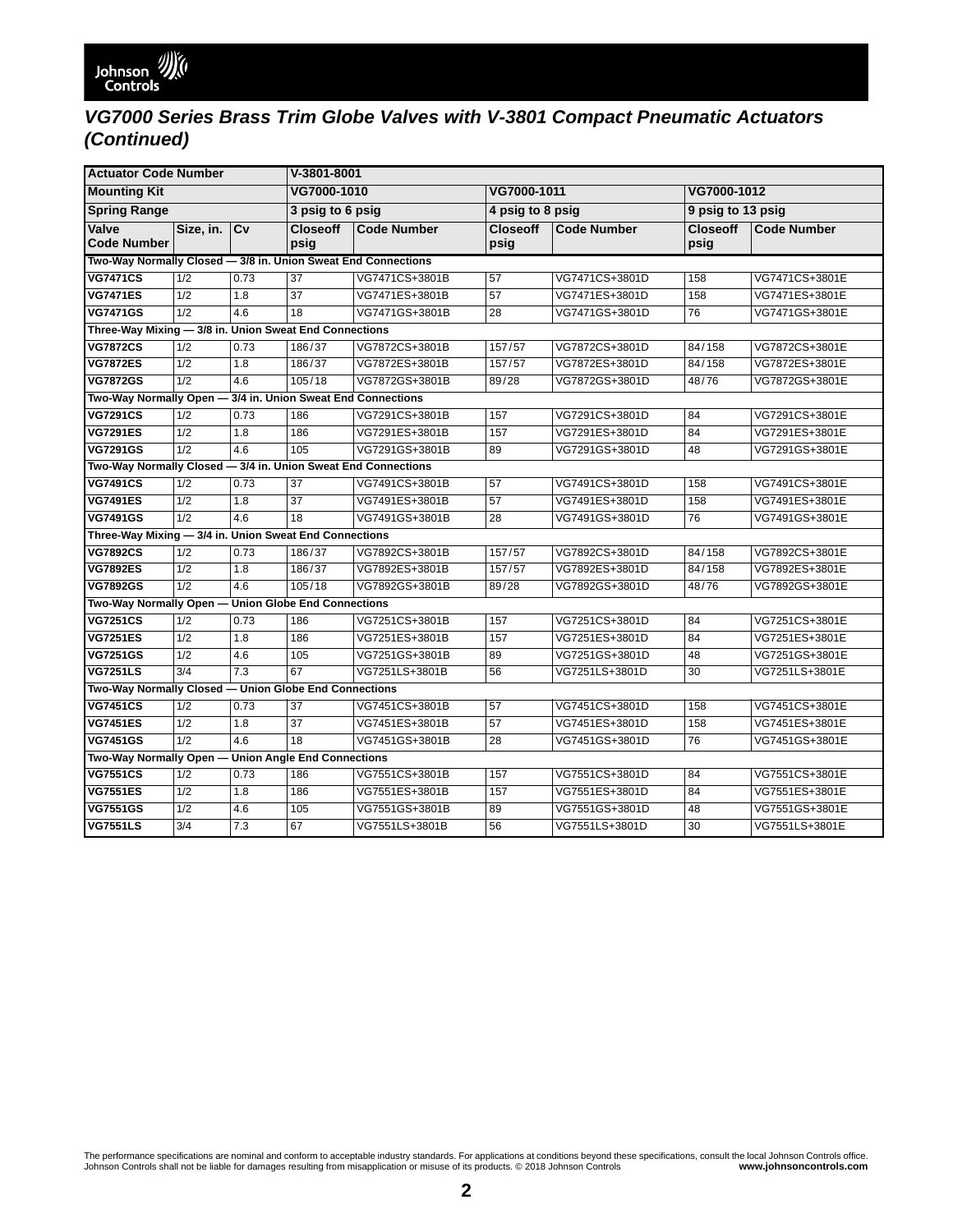## VG7000 Series Brass Trim Globe Valves with V-3801 Compact Pneumatic Actuators (Continued)

| Actuator Code Number | | | V-3801-8001 | | | | | |
|---|---|---|---|---|---|---|---|---|
| **Mounting Kit** | | | VG7000-1010 | | VG7000-1011 | | VG7000-1012 | |
| **Spring Range** | | | 3 psig to 6 psig | | 4 psig to 8 psig | | 9 psig to 13 psig | |
| **Valve Code Number** | **Size, in.** | **Cv** | **Closeoff psig** | **Code Number** | **Closeoff psig** | **Code Number** | **Closeoff psig** | **Code Number** |
| **Two-Way Normally Closed — 3/8 in. Union Sweat End Connections** | | | | | | | | |
| **VG7471CS** | 1/2 | 0.73 | 37 | VG7471CS+3801B | 57 | VG7471CS+3801D | 158 | VG7471CS+3801E |
| **VG7471ES** | 1/2 | 1.8 | 37 | VG7471ES+3801B | 57 | VG7471ES+3801D | 158 | VG7471ES+3801E |
| **VG7471GS** | 1/2 | 4.6 | 18 | VG7471GS+3801B | 28 | VG7471GS+3801D | 76 | VG7471GS+3801E |
| **Three-Way Mixing — 3/8 in. Union Sweat End Connections** | | | | | | | | |
| **VG7872CS** | 1/2 | 0.73 | 186/37 | VG7872CS+3801B | 157/57 | VG7872CS+3801D | 84/158 | VG7872CS+3801E |
| **VG7872ES** | 1/2 | 1.8 | 186/37 | VG7872ES+3801B | 157/57 | VG7872ES+3801D | 84/158 | VG7872ES+3801E |
| **VG7872GS** | 1/2 | 4.6 | 105/18 | VG7872GS+3801B | 89/28 | VG7872GS+3801D | 48/76 | VG7872GS+3801E |
| **Two-Way Normally Open — 3/4 in. Union Sweat End Connections** | | | | | | | | |
| **VG7291CS** | 1/2 | 0.73 | 186 | VG7291CS+3801B | 157 | VG7291CS+3801D | 84 | VG7291CS+3801E |
| **VG7291ES** | 1/2 | 1.8 | 186 | VG7291ES+3801B | 157 | VG7291ES+3801D | 84 | VG7291ES+3801E |
| **VG7291GS** | 1/2 | 4.6 | 105 | VG7291GS+3801B | 89 | VG7291GS+3801D | 48 | VG7291GS+3801E |
| **Two-Way Normally Closed — 3/4 in. Union Sweat End Connections** | | | | | | | | |
| **VG7491CS** | 1/2 | 0.73 | 37 | VG7491CS+3801B | 57 | VG7491CS+3801D | 158 | VG7491CS+3801E |
| **VG7491ES** | 1/2 | 1.8 | 37 | VG7491ES+3801B | 57 | VG7491ES+3801D | 158 | VG7491ES+3801E |
| **VG7491GS** | 1/2 | 4.6 | 18 | VG7491GS+3801B | 28 | VG7491GS+3801D | 76 | VG7491GS+3801E |
| **Three-Way Mixing — 3/4 in. Union Sweat End Connections** | | | | | | | | |
| **VG7892CS** | 1/2 | 0.73 | 186/37 | VG7892CS+3801B | 157/57 | VG7892CS+3801D | 84/158 | VG7892CS+3801E |
| **VG7892ES** | 1/2 | 1.8 | 186/37 | VG7892ES+3801B | 157/57 | VG7892ES+3801D | 84/158 | VG7892ES+3801E |
| **VG7892GS** | 1/2 | 4.6 | 105/18 | VG7892GS+3801B | 89/28 | VG7892GS+3801D | 48/76 | VG7892GS+3801E |
| **Two-Way Normally Open — Union Globe End Connections** | | | | | | | | |
| **VG7251CS** | 1/2 | 0.73 | 186 | VG7251CS+3801B | 157 | VG7251CS+3801D | 84 | VG7251CS+3801E |
| **VG7251ES** | 1/2 | 1.8 | 186 | VG7251ES+3801B | 157 | VG7251ES+3801D | 84 | VG7251ES+3801E |
| **VG7251GS** | 1/2 | 4.6 | 105 | VG7251GS+3801B | 89 | VG7251GS+3801D | 48 | VG7251GS+3801E |
| **VG7251LS** | 3/4 | 7.3 | 67 | VG7251LS+3801B | 56 | VG7251LS+3801D | 30 | VG7251LS+3801E |
| **Two-Way Normally Closed — Union Globe End Connections** | | | | | | | | |
| **VG7451CS** | 1/2 | 0.73 | 37 | VG7451CS+3801B | 57 | VG7451CS+3801D | 158 | VG7451CS+3801E |
| **VG7451ES** | 1/2 | 1.8 | 37 | VG7451ES+3801B | 57 | VG7451ES+3801D | 158 | VG7451ES+3801E |
| **VG7451GS** | 1/2 | 4.6 | 18 | VG7451GS+3801B | 28 | VG7451GS+3801D | 76 | VG7451GS+3801E |
| **Two-Way Normally Open — Union Angle End Connections** | | | | | | | | |
| **VG7551CS** | 1/2 | 0.73 | 186 | VG7551CS+3801B | 157 | VG7551CS+3801D | 84 | VG7551CS+3801E |
| **VG7551ES** | 1/2 | 1.8 | 186 | VG7551ES+3801B | 157 | VG7551ES+3801D | 84 | VG7551ES+3801E |
| **VG7551GS** | 1/2 | 4.6 | 105 | VG7551GS+3801B | 89 | VG7551GS+3801D | 48 | VG7551GS+3801E |
| **VG7551LS** | 3/4 | 7.3 | 67 | VG7551LS+3801B | 56 | VG7551LS+3801D | 30 | VG7551LS+3801E |

The performance specifications are nominal and conform to acceptable industry standards. For applications at conditions beyond these specifications, consult the local Johnson Controls office. Johnson Controls shall not be liable for damages resulting from misapplication or misuse of its products. © 2018 Johnson Controls **www.johnsoncontrols.com**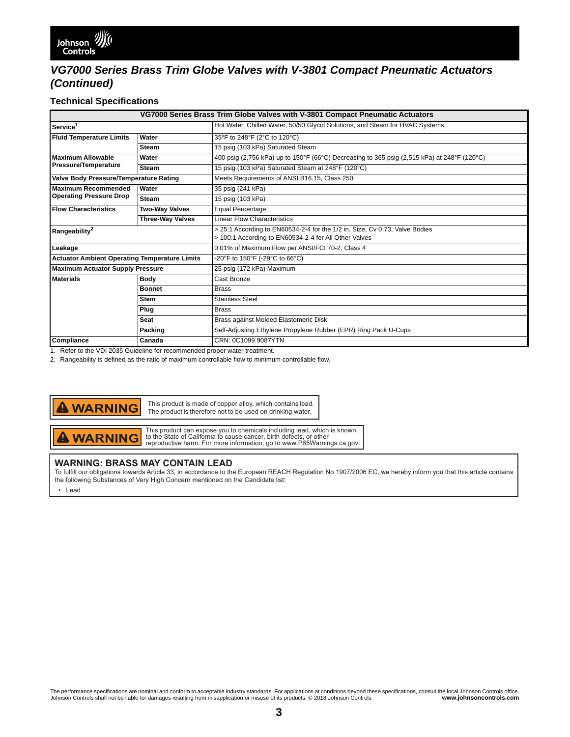## VG7000 Series Brass Trim Globe Valves with V-3801 Compact Pneumatic Actuators (Continued)

### Technical Specifications

| VG7000 Series Brass Trim Globe Valves with V-3801 Compact Pneumatic Actuators | | |
|---|---|---|
| **Service**[1] | | Hot Water, Chilled Water, 50/50 Glycol Solutions, and Steam for HVAC Systems |
| **Fluid Temperature Limits** | **Water** | 35°F to 248°F (2°C to 120°C) |
| | **Steam** | 15 psig (103 kPa) Saturated Steam |
| **Maximum Allowable Pressure/Temperature** | **Water** | 400 psig (2,756 kPa) up to 150°F (66°C) Decreasing to 365 psig (2,515 kPa) at 248°F (120°C) |
| | **Steam** | 15 psig (103 kPa) Saturated Steam at 248°F (120°C) |
| **Valve Body Pressure/Temperature Rating** | | Meets Requirements of ANSI B16.15, Class 250 |
| **Maximum Recommended Operating Pressure Drop** | **Water** | 35 psig (241 kPa) |
| | **Steam** | 15 psig (103 kPa) |
| **Flow Characteristics** | **Two-Way Valves** | Equal Percentage |
| | **Three-Way Valves** | Linear Flow Characteristics |
| **Rangeability**[2] | | > 25:1 According to EN60534-2-4 for the 1/2 in. Size, Cv 0.73, Valve Bodies<br>> 100:1 According to EN60534-2-4 for All Other Valves |
| **Leakage** | | 0.01% of Maximum Flow per ANSI/FCI 70-2, Class 4 |
| **Actuator Ambient Operating Temperature Limits** | | -20°F to 150°F (-29°C to 66°C) |
| **Maximum Actuator Supply Pressure** | | 25 psig (172 kPa) Maximum |
| **Materials** | **Body** | Cast Bronze |
| | **Bonnet** | Brass |
| | **Stem** | Stainless Steel |
| | **Plug** | Brass |
| | **Seat** | Brass against Molded Elastomeric Disk |
| | **Packing** | Self-Adjusting Ethylene Propylene Rubber (EPR) Ring Pack U-Cups |
| **Compliance** | **Canada** | CRN: 0C1099.9087YTN |

1. Refer to the VDI 2035 Guideline for recommended proper water treatment.
2. Rangeability is defined as the ratio of maximum controllable flow to minimum controllable flow.

**⚠ WARNING** This product is made of copper alloy, which contains lead. The product is therefore not to be used on drinking water.

**⚠ WARNING** This product can expose you to chemicals including lead, which is known to the State of California to cause cancer, birth defects, or other reproductive harm. For more information, go to www.P65Warnings.ca.gov.

**WARNING: BRASS MAY CONTAIN LEAD**

To fulfill our obligations towards Article 33, in accordance to the European REACH Regulation No 1907/2006 EC, we hereby inform you that this article contains the following Substances of Very High Concern mentioned on the Candidate list:

- Lead

The performance specifications are nominal and conform to acceptable industry standards. For applications at conditions beyond these specifications, consult the local Johnson Controls office. Johnson Controls shall not be liable for damages resulting from misapplication or misuse of its products. © 2018 Johnson Controls **www.johnsoncontrols.com**